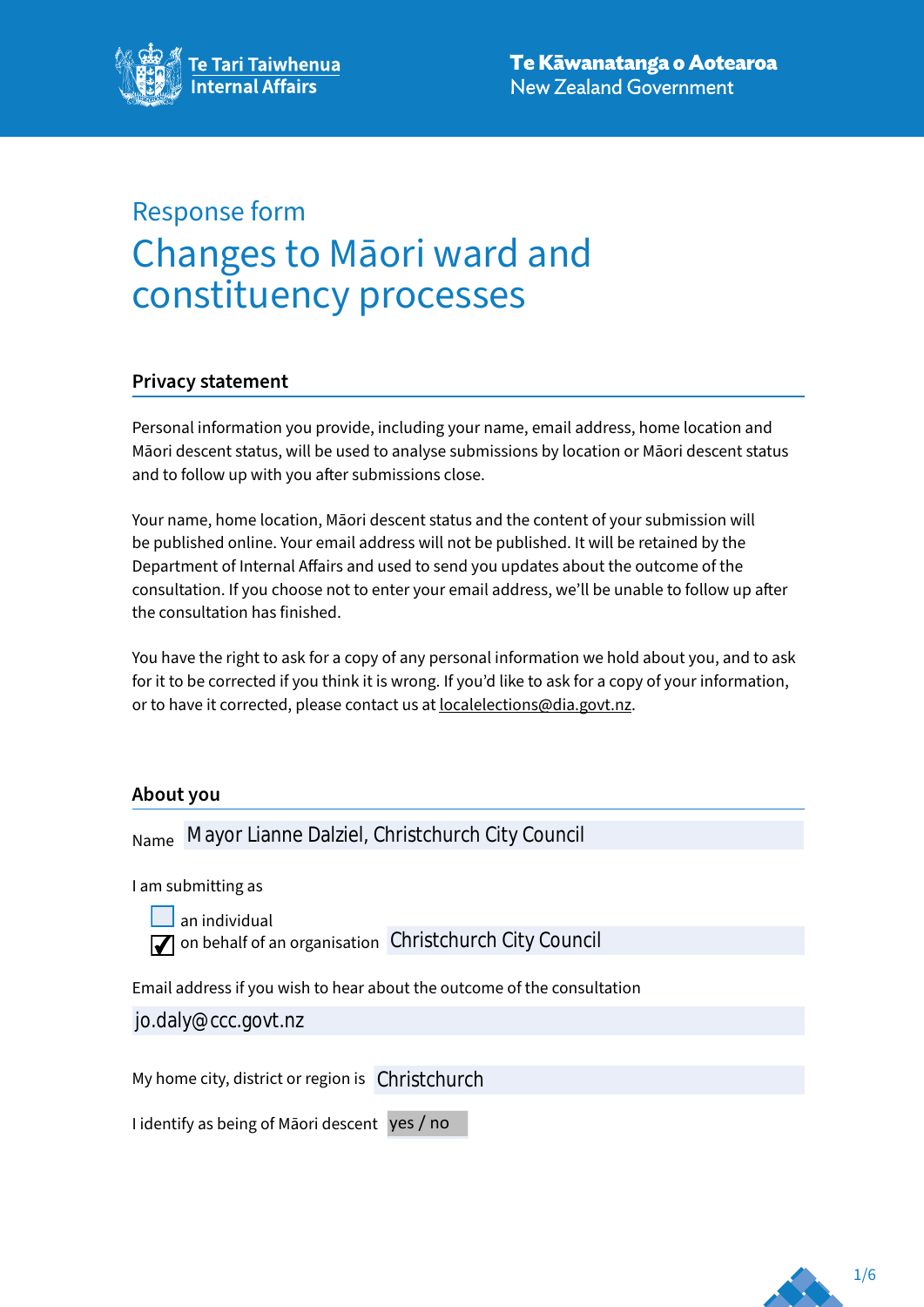Te Tari Taiwhenua
Internal Affairs

Te Kāwanatanga o Aotearoa
New Zealand Government

Response form

# Changes to Māori ward and constituency processes

## Privacy statement

Personal information you provide, including your name, email address, home location and Māori descent status, will be used to analyse submissions by location or Māori descent status and to follow up with you after submissions close.

Your name, home location, Māori descent status and the content of your submission will be published online. Your email address will not be published. It will be retained by the Department of Internal Affairs and used to send you updates about the outcome of the consultation. If you choose not to enter your email address, we'll be unable to follow up after the consultation has finished.

You have the right to ask for a copy of any personal information we hold about you, and to ask for it to be corrected if you think it is wrong. If you'd like to ask for a copy of your information, or to have it corrected, please contact us at localelections@dia.govt.nz.

## About you

Name: Mayor Lianne Dalziel, Christchurch City Council

I am submitting as

- ☐ an individual
- ☑ on behalf of an organisation: Christchurch City Council

Email address if you wish to hear about the outcome of the consultation

jo.daly@ccc.govt.nz

My home city, district or region is: Christchurch

I identify as being of Māori descent: yes / no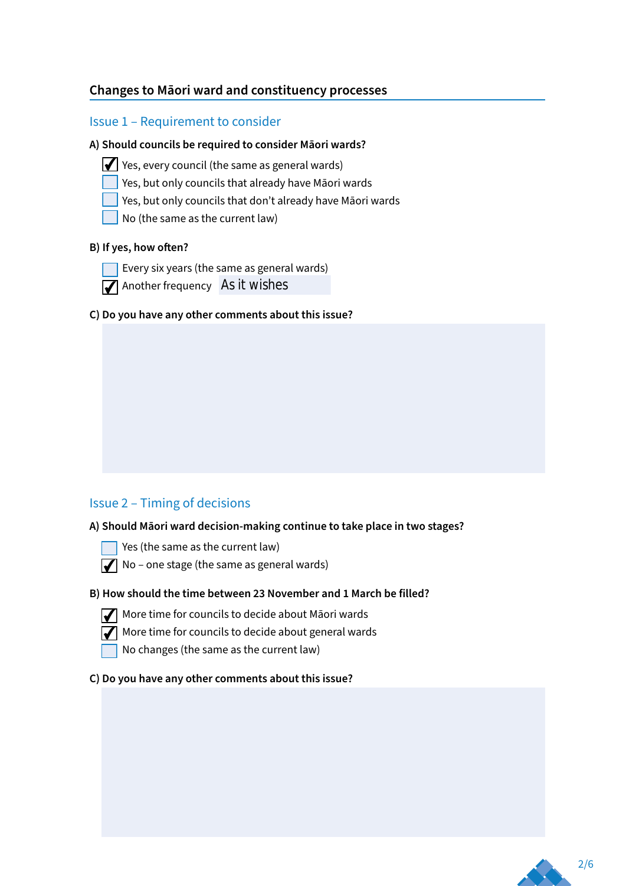## Changes to Māori ward and constituency processes

### Issue 1 – Requirement to consider

**A) Should councils be required to consider Māori wards?**

- [x] Yes, every council (the same as general wards)
- [ ] Yes, but only councils that already have Māori wards
- [ ] Yes, but only councils that don't already have Māori wards
- [ ] No (the same as the current law)

**B) If yes, how often?**

- [ ] Every six years (the same as general wards)
- [x] Another frequency As it wishes

**C) Do you have any other comments about this issue?**

### Issue 2 – Timing of decisions

**A) Should Māori ward decision-making continue to take place in two stages?**

- [ ] Yes (the same as the current law)
- [x] No – one stage (the same as general wards)

**B) How should the time between 23 November and 1 March be filled?**

- [x] More time for councils to decide about Māori wards
- [x] More time for councils to decide about general wards
- [ ] No changes (the same as the current law)

**C) Do you have any other comments about this issue?**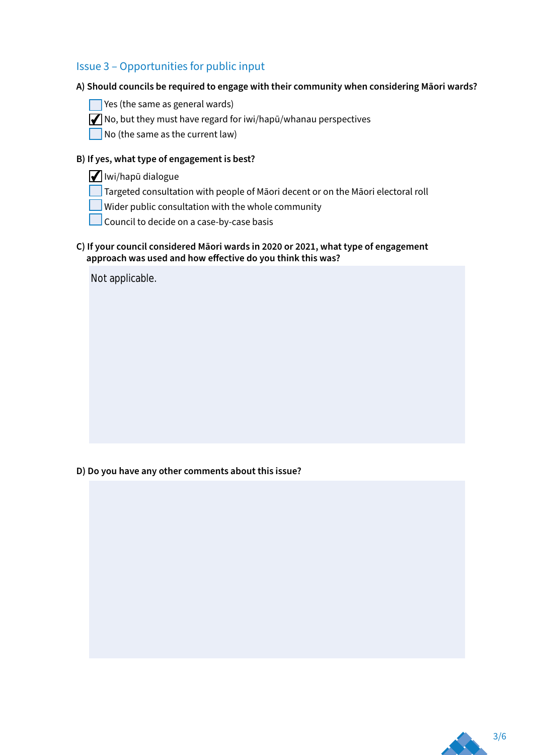## Issue 3 – Opportunities for public input

**A) Should councils be required to engage with their community when considering Māori wards?**

- [ ] Yes (the same as general wards)
- [x] No, but they must have regard for iwi/hapū/whanau perspectives
- [ ] No (the same as the current law)

**B) If yes, what type of engagement is best?**

- [x] Iwi/hapū dialogue
- [ ] Targeted consultation with people of Māori decent or on the Māori electoral roll
- [ ] Wider public consultation with the whole community
- [ ] Council to decide on a case-by-case basis

**C) If your council considered Māori wards in 2020 or 2021, what type of engagement approach was used and how effective do you think this was?**

Not applicable.

**D) Do you have any other comments about this issue?**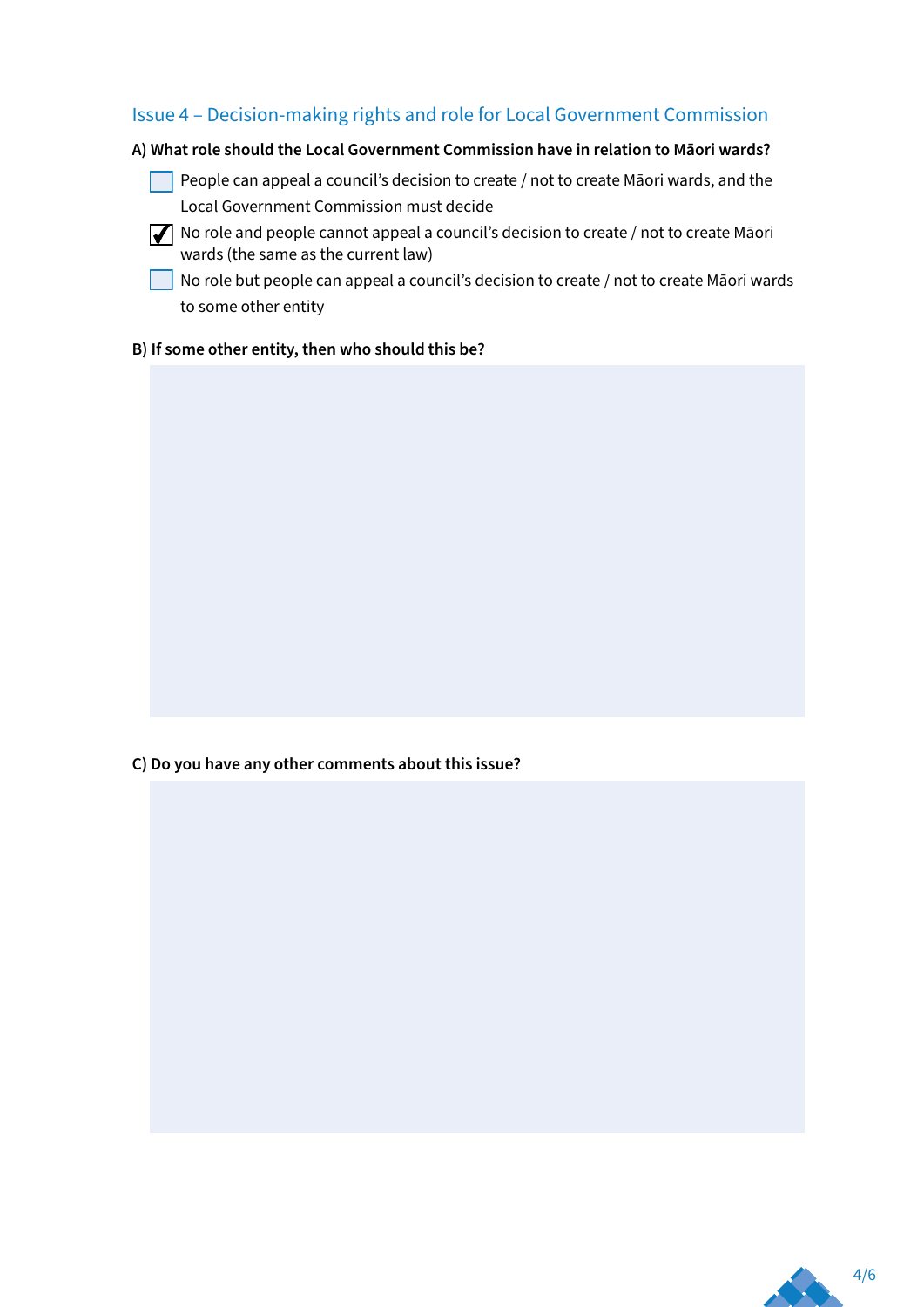## Issue 4 – Decision-making rights and role for Local Government Commission

**A) What role should the Local Government Commission have in relation to Māori wards?**

- [ ] People can appeal a council's decision to create / not to create Māori wards, and the Local Government Commission must decide
- [x] No role and people cannot appeal a council's decision to create / not to create Māori wards (the same as the current law)
- [ ] No role but people can appeal a council's decision to create / not to create Māori wards to some other entity

**B) If some other entity, then who should this be?**

**C) Do you have any other comments about this issue?**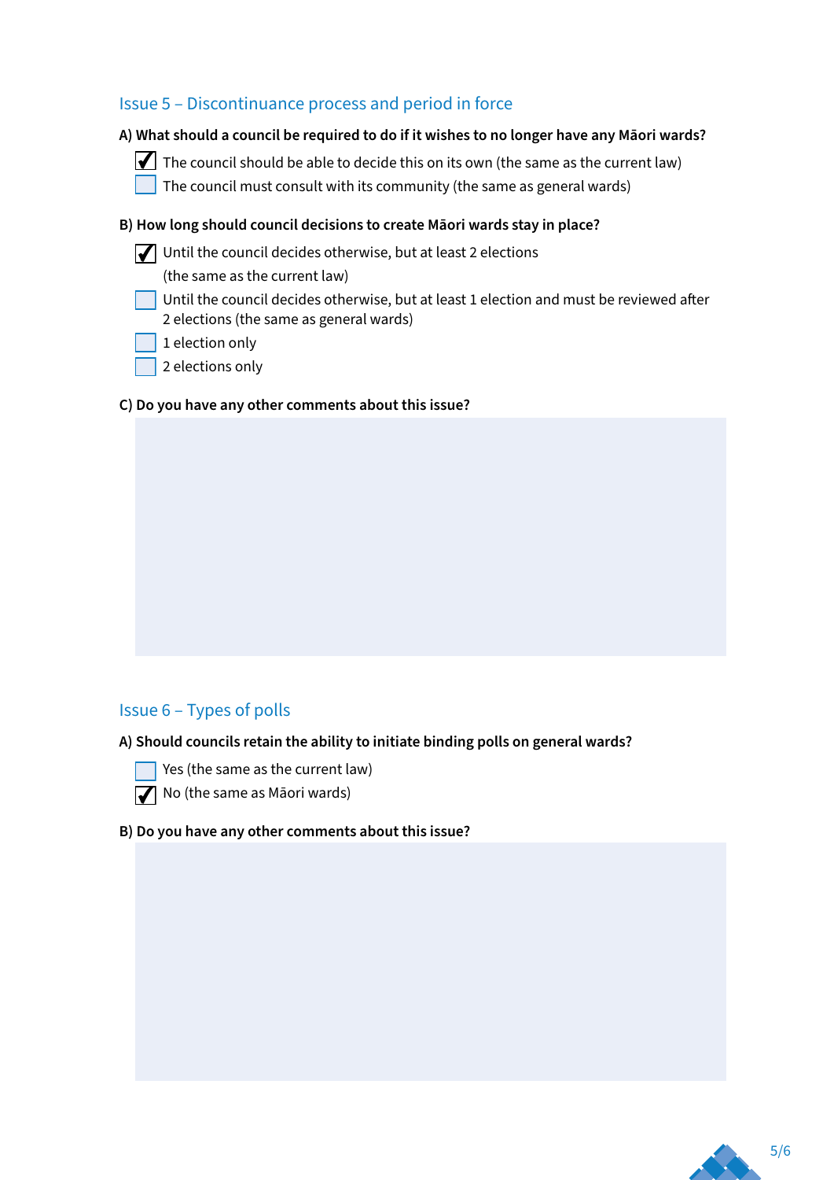## Issue 5 – Discontinuance process and period in force

**A) What should a council be required to do if it wishes to no longer have any Māori wards?**

- [x] The council should be able to decide this on its own (the same as the current law)
- [ ] The council must consult with its community (the same as general wards)

**B) How long should council decisions to create Māori wards stay in place?**

- [x] Until the council decides otherwise, but at least 2 elections (the same as the current law)
- [ ] Until the council decides otherwise, but at least 1 election and must be reviewed after 2 elections (the same as general wards)
- [ ] 1 election only
- [ ] 2 elections only

**C) Do you have any other comments about this issue?**

## Issue 6 – Types of polls

**A) Should councils retain the ability to initiate binding polls on general wards?**

- [ ] Yes (the same as the current law)
- [x] No (the same as Māori wards)

**B) Do you have any other comments about this issue?**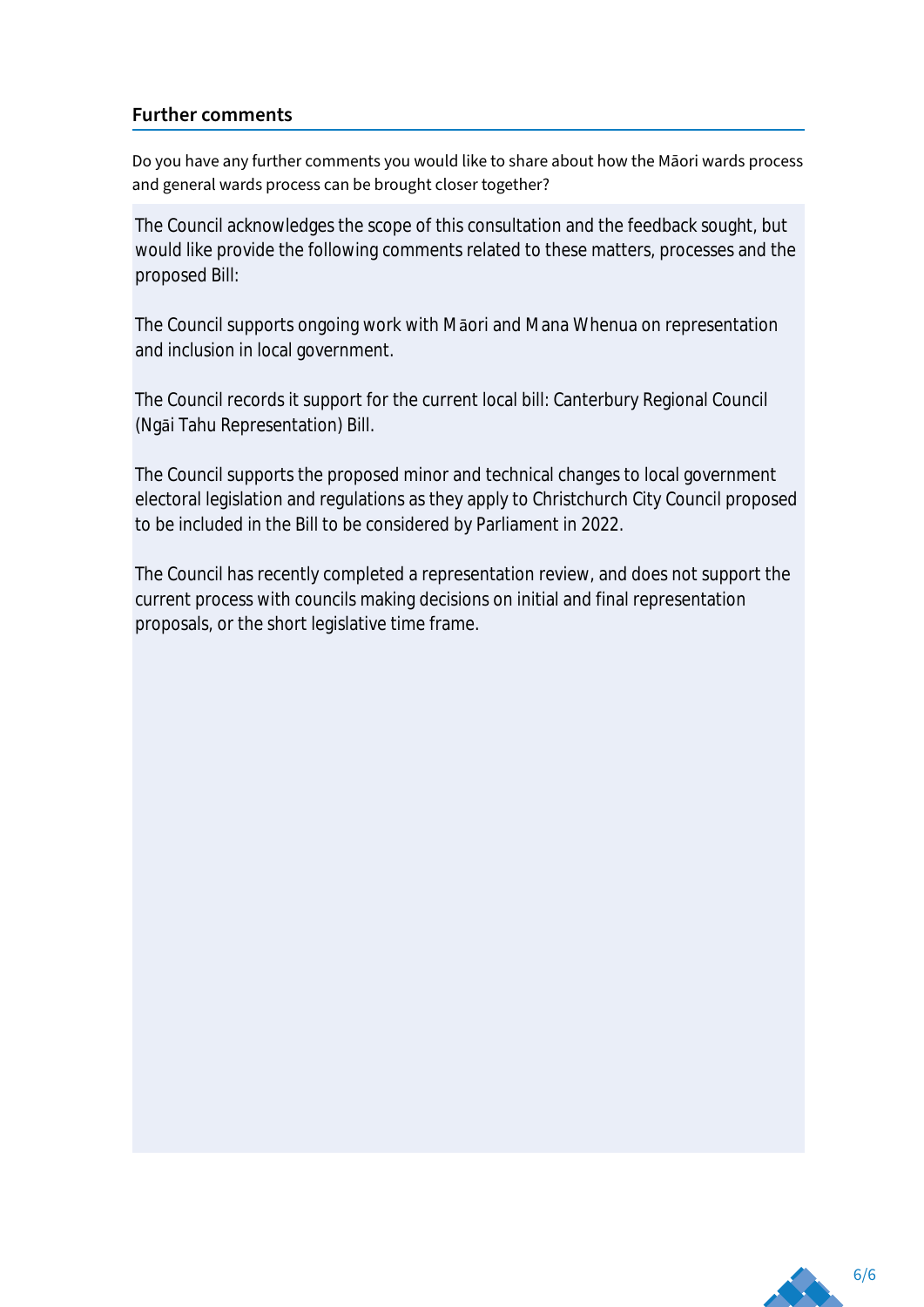## Further comments

Do you have any further comments you would like to share about how the Māori wards process and general wards process can be brought closer together?

The Council acknowledges the scope of this consultation and the feedback sought, but would like provide the following comments related to these matters, processes and the proposed Bill:

The Council supports ongoing work with Māori and Mana Whenua on representation and inclusion in local government.

The Council records it support for the current local bill: Canterbury Regional Council (Ngāi Tahu Representation) Bill.

The Council supports the proposed minor and technical changes to local government electoral legislation and regulations as they apply to Christchurch City Council proposed to be included in the Bill to be considered by Parliament in 2022.

The Council has recently completed a representation review, and does not support the current process with councils making decisions on initial and final representation proposals, or the short legislative time frame.